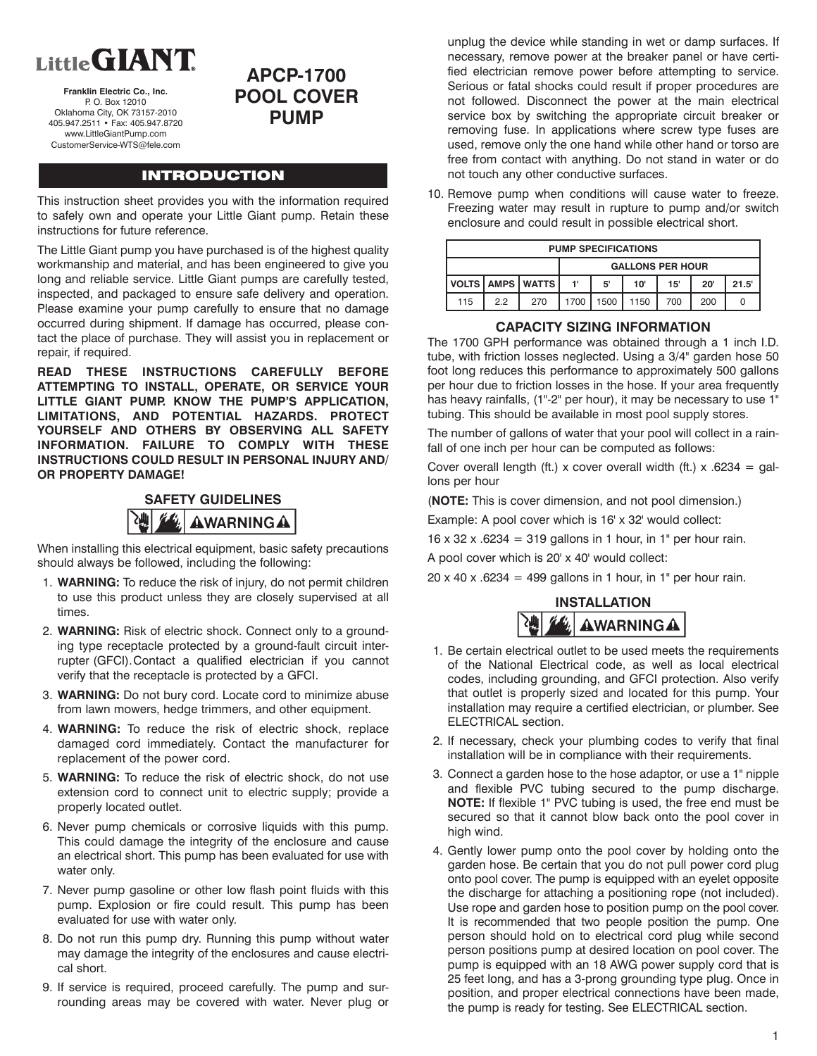# Little GIANT

**Franklin Electric Co., Inc.**
P. O. Box 12010
Oklahoma City, OK 73157-2010
405.947.2511 • Fax: 405.947.8720
www.LittleGiantPump.com
CustomerService-WTS@fele.com

# APCP-1700 POOL COVER PUMP

## INTRODUCTION

This instruction sheet provides you with the information required to safely own and operate your Little Giant pump. Retain these instructions for future reference.

The Little Giant pump you have purchased is of the highest quality workmanship and material, and has been engineered to give you long and reliable service. Little Giant pumps are carefully tested, inspected, and packaged to ensure safe delivery and operation. Please examine your pump carefully to ensure that no damage occurred during shipment. If damage has occurred, please contact the place of purchase. They will assist you in replacement or repair, if required.

**READ THESE INSTRUCTIONS CAREFULLY BEFORE ATTEMPTING TO INSTALL, OPERATE, OR SERVICE YOUR LITTLE GIANT PUMP. KNOW THE PUMP'S APPLICATION, LIMITATIONS, AND POTENTIAL HAZARDS. PROTECT YOURSELF AND OTHERS BY OBSERVING ALL SAFETY INFORMATION. FAILURE TO COMPLY WITH THESE INSTRUCTIONS COULD RESULT IN PERSONAL INJURY AND/ OR PROPERTY DAMAGE!**

## SAFETY GUIDELINES

**⚠WARNING⚠**

When installing this electrical equipment, basic safety precautions should always be followed, including the following:

1. **WARNING:** To reduce the risk of injury, do not permit children to use this product unless they are closely supervised at all times.
2. **WARNING:** Risk of electric shock. Connect only to a grounding type receptacle protected by a ground-fault circuit interrupter (GFCI). Contact a qualified electrician if you cannot verify that the receptacle is protected by a GFCI.
3. **WARNING:** Do not bury cord. Locate cord to minimize abuse from lawn mowers, hedge trimmers, and other equipment.
4. **WARNING:** To reduce the risk of electric shock, replace damaged cord immediately. Contact the manufacturer for replacement of the power cord.
5. **WARNING:** To reduce the risk of electric shock, do not use extension cord to connect unit to electric supply; provide a properly located outlet.
6. Never pump chemicals or corrosive liquids with this pump. This could damage the integrity of the enclosure and cause an electrical short. This pump has been evaluated for use with water only.
7. Never pump gasoline or other low flash point fluids with this pump. Explosion or fire could result. This pump has been evaluated for use with water only.
8. Do not run this pump dry. Running this pump without water may damage the integrity of the enclosures and cause electrical short.
9. If service is required, proceed carefully. The pump and surrounding areas may be covered with water. Never plug or unplug the device while standing in wet or damp surfaces. If necessary, remove power at the breaker panel or have certified electrician remove power before attempting to service. Serious or fatal shocks could result if proper procedures are not followed. Disconnect the power at the main electrical service box by switching the appropriate circuit breaker or removing fuse. In applications where screw type fuses are used, remove only the one hand while other hand or torso are free from contact with anything. Do not stand in water or do not touch any other conductive surfaces.
10. Remove pump when conditions will cause water to freeze. Freezing water may result in rupture to pump and/or switch enclosure and could result in possible electrical short.

| PUMP SPECIFICATIONS | | | | | | | | |
|---|---|---|---|---|---|---|---|---|
| | | | GALLONS PER HOUR | | | | | |
| VOLTS | AMPS | WATTS | 1' | 5' | 10' | 15' | 20' | 21.5' |
| 115 | 2.2 | 270 | 1700 | 1500 | 1150 | 700 | 200 | 0 |

## CAPACITY SIZING INFORMATION

The 1700 GPH performance was obtained through a 1 inch I.D. tube, with friction losses neglected. Using a 3/4" garden hose 50 foot long reduces this performance to approximately 500 gallons per hour due to friction losses in the hose. If your area frequently has heavy rainfalls, (1"-2" per hour), it may be necessary to use 1" tubing. This should be available in most pool supply stores.

The number of gallons of water that your pool will collect in a rainfall of one inch per hour can be computed as follows:

Cover overall length (ft.) x cover overall width (ft.) x .6234 = gallons per hour

(**NOTE:** This is cover dimension, and not pool dimension.)

Example: A pool cover which is 16' x 32' would collect:

16 x 32 x .6234 = 319 gallons in 1 hour, in 1" per hour rain.

A pool cover which is 20' x 40' would collect:

20 x 40 x .6234 = 499 gallons in 1 hour, in 1" per hour rain.

## INSTALLATION

**⚠WARNING⚠**

1. Be certain electrical outlet to be used meets the requirements of the National Electrical code, as well as local electrical codes, including grounding, and GFCI protection. Also verify that outlet is properly sized and located for this pump. Your installation may require a certified electrician, or plumber. See ELECTRICAL section.
2. If necessary, check your plumbing codes to verify that final installation will be in compliance with their requirements.
3. Connect a garden hose to the hose adaptor, or use a 1" nipple and flexible PVC tubing secured to the pump discharge. **NOTE:** If flexible 1" PVC tubing is used, the free end must be secured so that it cannot blow back onto the pool cover in high wind.
4. Gently lower pump onto the pool cover by holding onto the garden hose. Be certain that you do not pull power cord plug onto pool cover. The pump is equipped with an eyelet opposite the discharge for attaching a positioning rope (not included). Use rope and garden hose to position pump on the pool cover. It is recommended that two people position the pump. One person should hold on to electrical cord plug while second person positions pump at desired location on pool cover. The pump is equipped with an 18 AWG power supply cord that is 25 feet long, and has a 3-prong grounding type plug. Once in position, and proper electrical connections have been made, the pump is ready for testing. See ELECTRICAL section.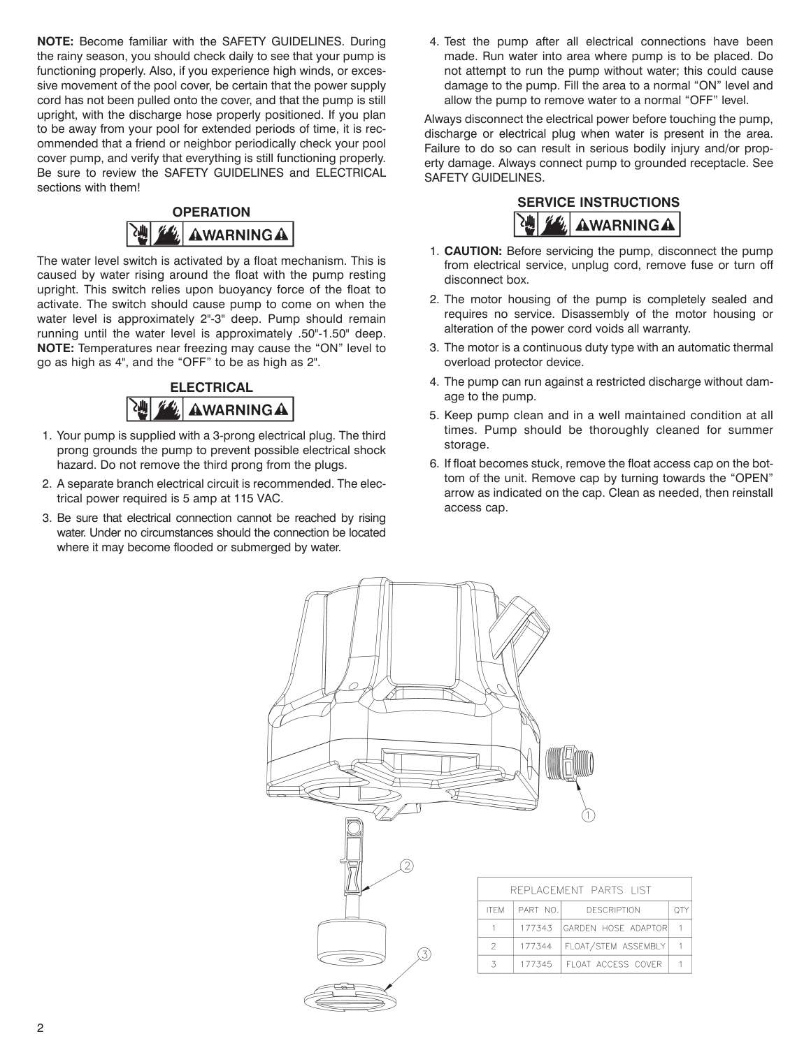**NOTE:** Become familiar with the SAFETY GUIDELINES. During the rainy season, you should check daily to see that your pump is functioning properly. Also, if you experience high winds, or excessive movement of the pool cover, be certain that the power supply cord has not been pulled onto the cover, and that the pump is still upright, with the discharge hose properly positioned. If you plan to be away from your pool for extended periods of time, it is recommended that a friend or neighbor periodically check your pool cover pump, and verify that everything is still functioning properly. Be sure to review the SAFETY GUIDELINES and ELECTRICAL sections with them!

## OPERATION

**⚠WARNING⚠**

The water level switch is activated by a float mechanism. This is caused by water rising around the float with the pump resting upright. This switch relies upon buoyancy force of the float to activate. The switch should cause pump to come on when the water level is approximately 2"-3" deep. Pump should remain running until the water level is approximately .50"-1.50" deep. **NOTE:** Temperatures near freezing may cause the "ON" level to go as high as 4", and the "OFF" to be as high as 2".

## ELECTRICAL

**⚠WARNING⚠**

1. Your pump is supplied with a 3-prong electrical plug. The third prong grounds the pump to prevent possible electrical shock hazard. Do not remove the third prong from the plugs.
2. A separate branch electrical circuit is recommended. The electrical power required is 5 amp at 115 VAC.
3. Be sure that electrical connection cannot be reached by rising water. Under no circumstances should the connection be located where it may become flooded or submerged by water.
4. Test the pump after all electrical connections have been made. Run water into area where pump is to be placed. Do not attempt to run the pump without water; this could cause damage to the pump. Fill the area to a normal "ON" level and allow the pump to remove water to a normal "OFF" level.

Always disconnect the electrical power before touching the pump, discharge or electrical plug when water is present in the area. Failure to do so can result in serious bodily injury and/or property damage. Always connect pump to grounded receptacle. See SAFETY GUIDELINES.

## SERVICE INSTRUCTIONS

**⚠WARNING⚠**

1. **CAUTION:** Before servicing the pump, disconnect the pump from electrical service, unplug cord, remove fuse or turn off disconnect box.
2. The motor housing of the pump is completely sealed and requires no service. Disassembly of the motor housing or alteration of the power cord voids all warranty.
3. The motor is a continuous duty type with an automatic thermal overload protector device.
4. The pump can run against a restricted discharge without damage to the pump.
5. Keep pump clean and in a well maintained condition at all times. Pump should be thoroughly cleaned for summer storage.
6. If float becomes stuck, remove the float access cap on the bottom of the unit. Remove cap by turning towards the "OPEN" arrow as indicated on the cap. Clean as needed, then reinstall access cap.

**REPLACEMENT PARTS LIST**

| ITEM | PART NO. | DESCRIPTION | QTY |
|---|---|---|---|
| 1 | 177343 | GARDEN HOSE ADAPTOR | 1 |
| 2 | 177344 | FLOAT/STEM ASSEMBLY | 1 |
| 3 | 177345 | FLOAT ACCESS COVER | 1 |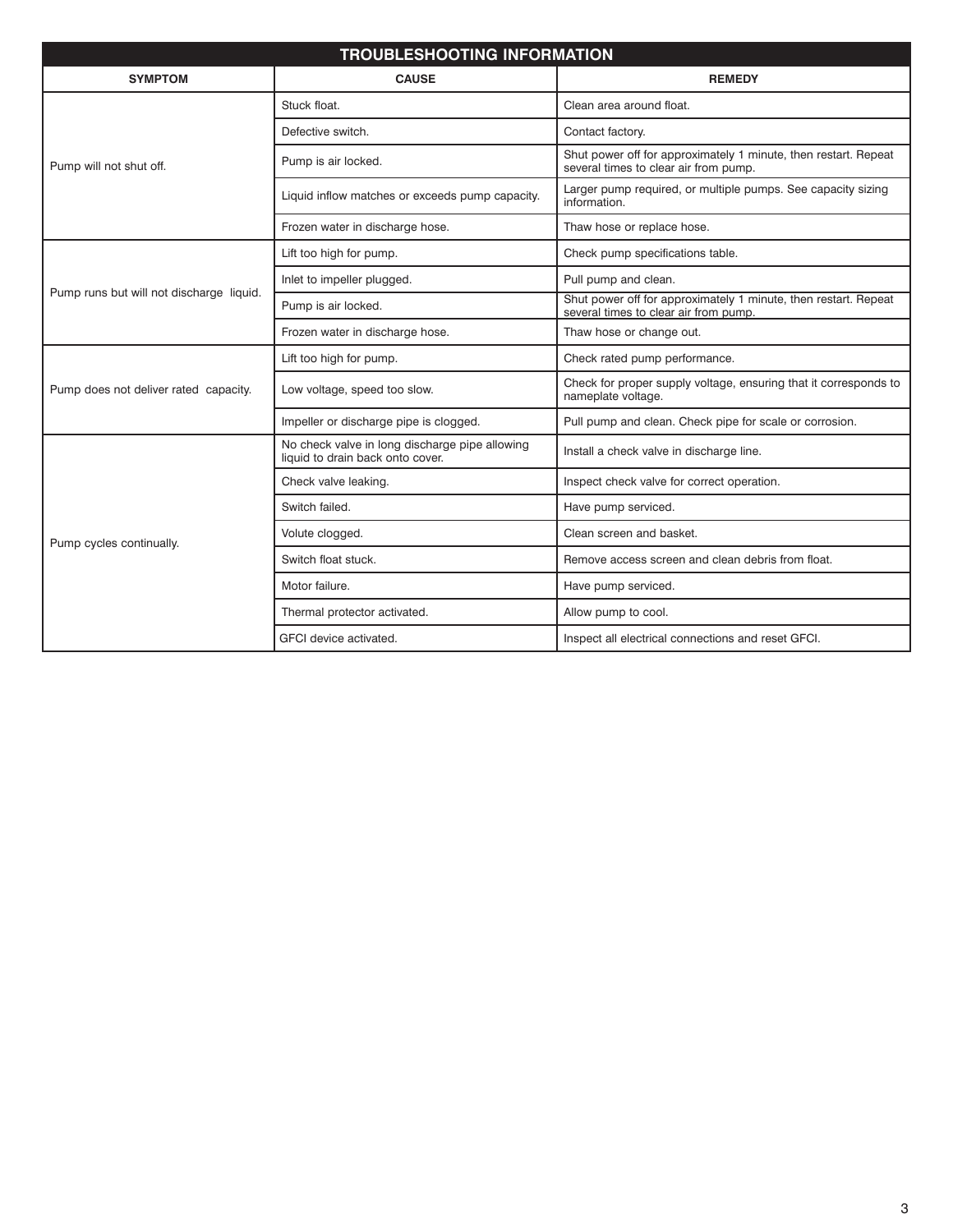| TROUBLESHOOTING INFORMATION | | |
|---|---|---|
| **SYMPTOM** | **CAUSE** | **REMEDY** |
| Pump will not shut off. | Stuck float. | Clean area around float. |
| | Defective switch. | Contact factory. |
| | Pump is air locked. | Shut power off for approximately 1 minute, then restart. Repeat several times to clear air from pump. |
| | Liquid inflow matches or exceeds pump capacity. | Larger pump required, or multiple pumps. See capacity sizing information. |
| | Frozen water in discharge hose. | Thaw hose or replace hose. |
| Pump runs but will not discharge liquid. | Lift too high for pump. | Check pump specifications table. |
| | Inlet to impeller plugged. | Pull pump and clean. |
| | Pump is air locked. | Shut power off for approximately 1 minute, then restart. Repeat several times to clear air from pump. |
| | Frozen water in discharge hose. | Thaw hose or change out. |
| Pump does not deliver rated capacity. | Lift too high for pump. | Check rated pump performance. |
| | Low voltage, speed too slow. | Check for proper supply voltage, ensuring that it corresponds to nameplate voltage. |
| | Impeller or discharge pipe is clogged. | Pull pump and clean. Check pipe for scale or corrosion. |
| Pump cycles continually. | No check valve in long discharge pipe allowing liquid to drain back onto cover. | Install a check valve in discharge line. |
| | Check valve leaking. | Inspect check valve for correct operation. |
| | Switch failed. | Have pump serviced. |
| | Volute clogged. | Clean screen and basket. |
| | Switch float stuck. | Remove access screen and clean debris from float. |
| | Motor failure. | Have pump serviced. |
| | Thermal protector activated. | Allow pump to cool. |
| | GFCI device activated. | Inspect all electrical connections and reset GFCI. |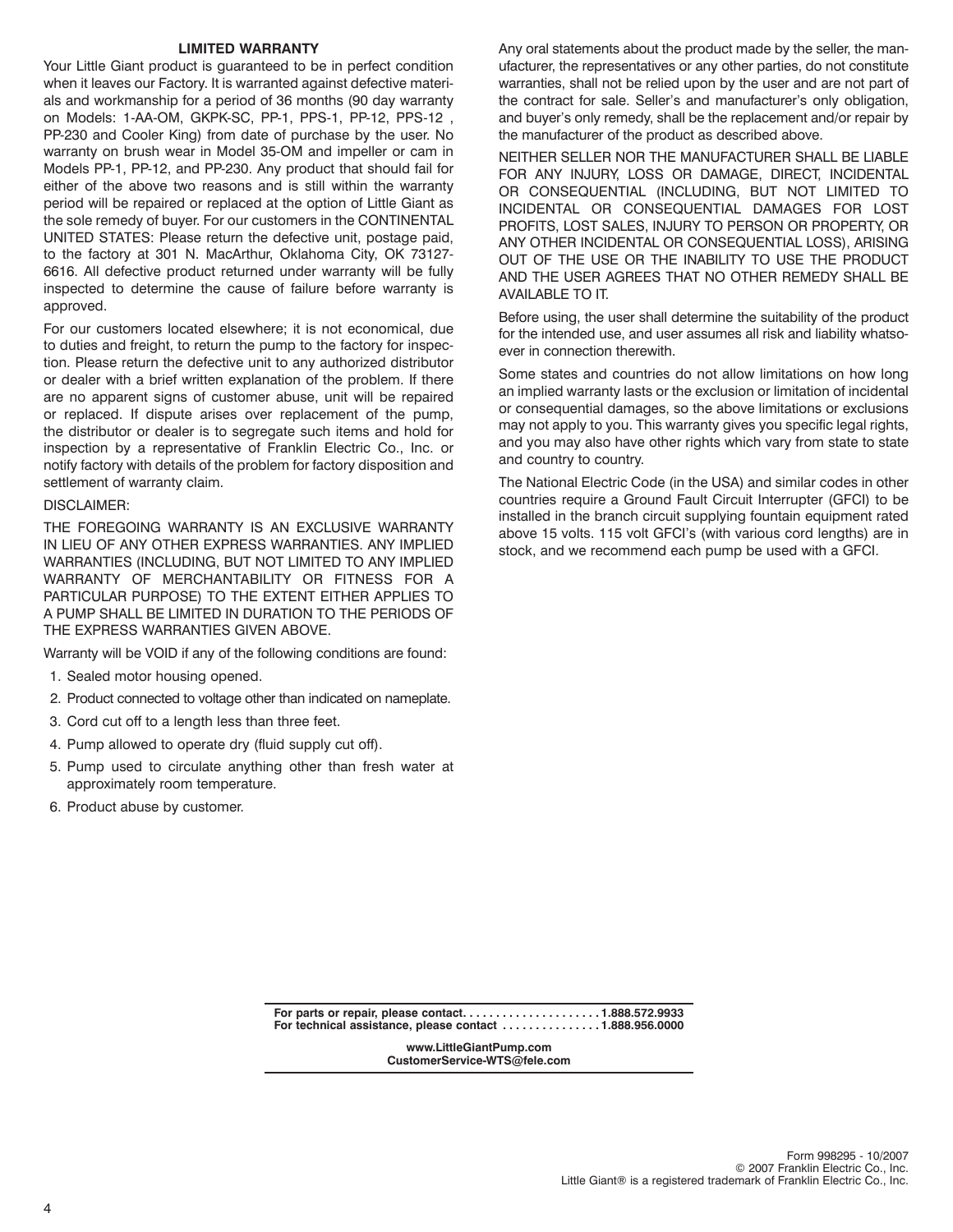## LIMITED WARRANTY

Your Little Giant product is guaranteed to be in perfect condition when it leaves our Factory. It is warranted against defective materials and workmanship for a period of 36 months (90 day warranty on Models: 1-AA-OM, GKPK-SC, PP-1, PPS-1, PP-12, PPS-12 , PP-230 and Cooler King) from date of purchase by the user. No warranty on brush wear in Model 35-OM and impeller or cam in Models PP-1, PP-12, and PP-230. Any product that should fail for either of the above two reasons and is still within the warranty period will be repaired or replaced at the option of Little Giant as the sole remedy of buyer. For our customers in the CONTINENTAL UNITED STATES: Please return the defective unit, postage paid, to the factory at 301 N. MacArthur, Oklahoma City, OK 73127-6616. All defective product returned under warranty will be fully inspected to determine the cause of failure before warranty is approved.

For our customers located elsewhere; it is not economical, due to duties and freight, to return the pump to the factory for inspection. Please return the defective unit to any authorized distributor or dealer with a brief written explanation of the problem. If there are no apparent signs of customer abuse, unit will be repaired or replaced. If dispute arises over replacement of the pump, the distributor or dealer is to segregate such items and hold for inspection by a representative of Franklin Electric Co., Inc. or notify factory with details of the problem for factory disposition and settlement of warranty claim.

DISCLAIMER:

THE FOREGOING WARRANTY IS AN EXCLUSIVE WARRANTY IN LIEU OF ANY OTHER EXPRESS WARRANTIES. ANY IMPLIED WARRANTIES (INCLUDING, BUT NOT LIMITED TO ANY IMPLIED WARRANTY OF MERCHANTABILITY OR FITNESS FOR A PARTICULAR PURPOSE) TO THE EXTENT EITHER APPLIES TO A PUMP SHALL BE LIMITED IN DURATION TO THE PERIODS OF THE EXPRESS WARRANTIES GIVEN ABOVE.

Warranty will be VOID if any of the following conditions are found:

1. Sealed motor housing opened.
2. Product connected to voltage other than indicated on nameplate.
3. Cord cut off to a length less than three feet.
4. Pump allowed to operate dry (fluid supply cut off).
5. Pump used to circulate anything other than fresh water at approximately room temperature.
6. Product abuse by customer.

Any oral statements about the product made by the seller, the manufacturer, the representatives or any other parties, do not constitute warranties, shall not be relied upon by the user and are not part of the contract for sale. Seller's and manufacturer's only obligation, and buyer's only remedy, shall be the replacement and/or repair by the manufacturer of the product as described above.

NEITHER SELLER NOR THE MANUFACTURER SHALL BE LIABLE FOR ANY INJURY, LOSS OR DAMAGE, DIRECT, INCIDENTAL OR CONSEQUENTIAL (INCLUDING, BUT NOT LIMITED TO INCIDENTAL OR CONSEQUENTIAL DAMAGES FOR LOST PROFITS, LOST SALES, INJURY TO PERSON OR PROPERTY, OR ANY OTHER INCIDENTAL OR CONSEQUENTIAL LOSS), ARISING OUT OF THE USE OR THE INABILITY TO USE THE PRODUCT AND THE USER AGREES THAT NO OTHER REMEDY SHALL BE AVAILABLE TO IT.

Before using, the user shall determine the suitability of the product for the intended use, and user assumes all risk and liability whatsoever in connection therewith.

Some states and countries do not allow limitations on how long an implied warranty lasts or the exclusion or limitation of incidental or consequential damages, so the above limitations or exclusions may not apply to you. This warranty gives you specific legal rights, and you may also have other rights which vary from state to state and country to country.

The National Electric Code (in the USA) and similar codes in other countries require a Ground Fault Circuit Interrupter (GFCI) to be installed in the branch circuit supplying fountain equipment rated above 15 volts. 115 volt GFCI's (with various cord lengths) are in stock, and we recommend each pump be used with a GFCI.

**For parts or repair, please contact. . . . . . . . . . . . . . . . . . . . . 1.888.572.9933**
**For technical assistance, please contact . . . . . . . . . . . . . . . 1.888.956.0000**

**www.LittleGiantPump.com**
**CustomerService-WTS@fele.com**

Form 998295 - 10/2007
© 2007 Franklin Electric Co., Inc.
Little Giant® is a registered trademark of Franklin Electric Co., Inc.